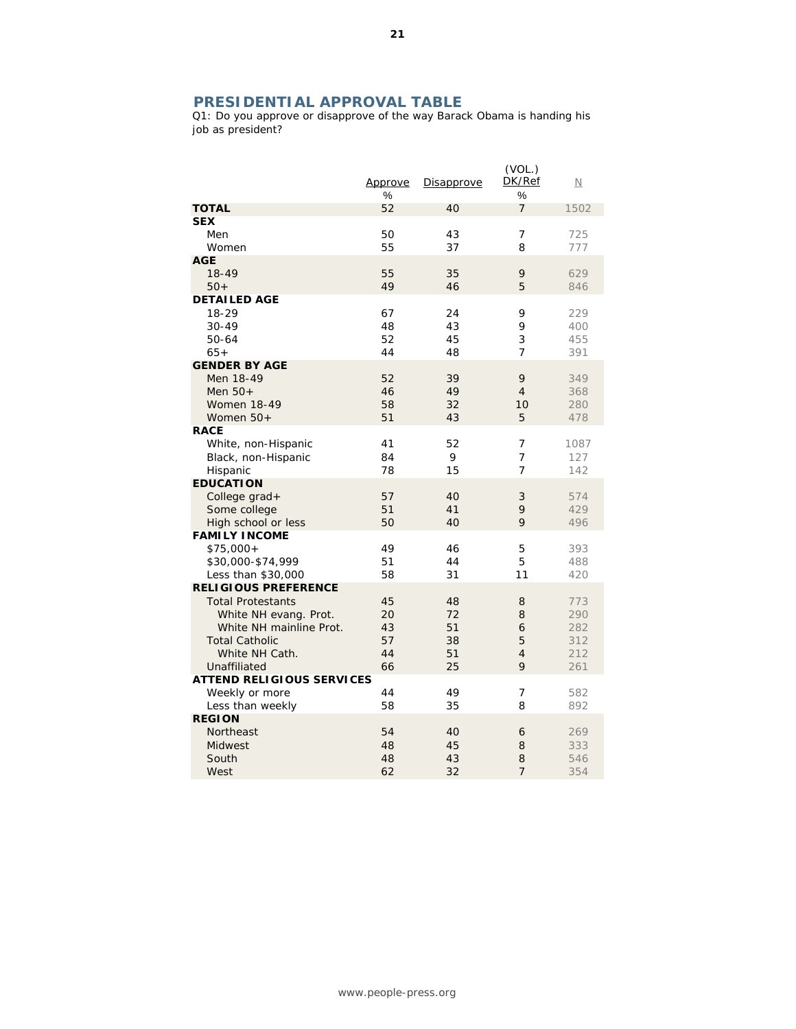## PRESIDENTIAL APPROVAL TABLE

Q1: Do you approve or disapprove of the way Barack Obama is handing his job as president?

| | Approve % | Disapprove | (VOL.) DK/Ref % | N |
|---|---|---|---|---|
| **TOTAL** | 52 | 40 | 7 | 1502 |
| **SEX** | | | | |
| Men | 50 | 43 | 7 | 725 |
| Women | 55 | 37 | 8 | 777 |
| **AGE** | | | | |
| 18-49 | 55 | 35 | 9 | 629 |
| 50+ | 49 | 46 | 5 | 846 |
| **DETAILED AGE** | | | | |
| 18-29 | 67 | 24 | 9 | 229 |
| 30-49 | 48 | 43 | 9 | 400 |
| 50-64 | 52 | 45 | 3 | 455 |
| 65+ | 44 | 48 | 7 | 391 |
| **GENDER BY AGE** | | | | |
| Men 18-49 | 52 | 39 | 9 | 349 |
| Men 50+ | 46 | 49 | 4 | 368 |
| Women 18-49 | 58 | 32 | 10 | 280 |
| Women 50+ | 51 | 43 | 5 | 478 |
| **RACE** | | | | |
| White, non-Hispanic | 41 | 52 | 7 | 1087 |
| Black, non-Hispanic | 84 | 9 | 7 | 127 |
| Hispanic | 78 | 15 | 7 | 142 |
| **EDUCATION** | | | | |
| College grad+ | 57 | 40 | 3 | 574 |
| Some college | 51 | 41 | 9 | 429 |
| High school or less | 50 | 40 | 9 | 496 |
| **FAMILY INCOME** | | | | |
| $75,000+ | 49 | 46 | 5 | 393 |
| $30,000-$74,999 | 51 | 44 | 5 | 488 |
| Less than $30,000 | 58 | 31 | 11 | 420 |
| **RELIGIOUS PREFERENCE** | | | | |
| Total Protestants | 45 | 48 | 8 | 773 |
| White NH evang. Prot. | 20 | 72 | 8 | 290 |
| White NH mainline Prot. | 43 | 51 | 6 | 282 |
| Total Catholic | 57 | 38 | 5 | 312 |
| White NH Cath. | 44 | 51 | 4 | 212 |
| Unaffiliated | 66 | 25 | 9 | 261 |
| **ATTEND RELIGIOUS SERVICES** | | | | |
| Weekly or more | 44 | 49 | 7 | 582 |
| Less than weekly | 58 | 35 | 8 | 892 |
| **REGION** | | | | |
| Northeast | 54 | 40 | 6 | 269 |
| Midwest | 48 | 45 | 8 | 333 |
| South | 48 | 43 | 8 | 546 |
| West | 62 | 32 | 7 | 354 |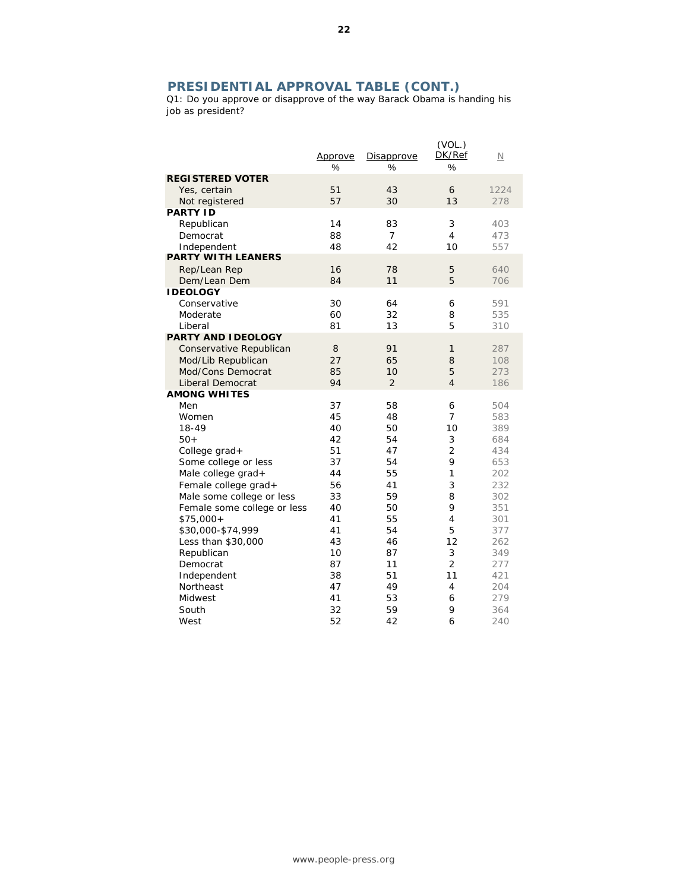## PRESIDENTIAL APPROVAL TABLE (CONT.)

Q1: Do you approve or disapprove of the way Barack Obama is handing his job as president?

| | Approve % | Disapprove % | (VOL.) DK/Ref % | N |
|---|---|---|---|---|
| **REGISTERED VOTER** | | | | |
| Yes, certain | 51 | 43 | 6 | 1224 |
| Not registered | 57 | 30 | 13 | 278 |
| **PARTY ID** | | | | |
| Republican | 14 | 83 | 3 | 403 |
| Democrat | 88 | 7 | 4 | 473 |
| Independent | 48 | 42 | 10 | 557 |
| **PARTY WITH LEANERS** | | | | |
| Rep/Lean Rep | 16 | 78 | 5 | 640 |
| Dem/Lean Dem | 84 | 11 | 5 | 706 |
| **IDEOLOGY** | | | | |
| Conservative | 30 | 64 | 6 | 591 |
| Moderate | 60 | 32 | 8 | 535 |
| Liberal | 81 | 13 | 5 | 310 |
| **PARTY AND IDEOLOGY** | | | | |
| Conservative Republican | 8 | 91 | 1 | 287 |
| Mod/Lib Republican | 27 | 65 | 8 | 108 |
| Mod/Cons Democrat | 85 | 10 | 5 | 273 |
| Liberal Democrat | 94 | 2 | 4 | 186 |
| **AMONG WHITES** | | | | |
| Men | 37 | 58 | 6 | 504 |
| Women | 45 | 48 | 7 | 583 |
| 18-49 | 40 | 50 | 10 | 389 |
| 50+ | 42 | 54 | 3 | 684 |
| College grad+ | 51 | 47 | 2 | 434 |
| Some college or less | 37 | 54 | 9 | 653 |
| Male college grad+ | 44 | 55 | 1 | 202 |
| Female college grad+ | 56 | 41 | 3 | 232 |
| Male some college or less | 33 | 59 | 8 | 302 |
| Female some college or less | 40 | 50 | 9 | 351 |
| $75,000+ | 41 | 55 | 4 | 301 |
| $30,000-$74,999 | 41 | 54 | 5 | 377 |
| Less than $30,000 | 43 | 46 | 12 | 262 |
| Republican | 10 | 87 | 3 | 349 |
| Democrat | 87 | 11 | 2 | 277 |
| Independent | 38 | 51 | 11 | 421 |
| Northeast | 47 | 49 | 4 | 204 |
| Midwest | 41 | 53 | 6 | 279 |
| South | 32 | 59 | 9 | 364 |
| West | 52 | 42 | 6 | 240 |